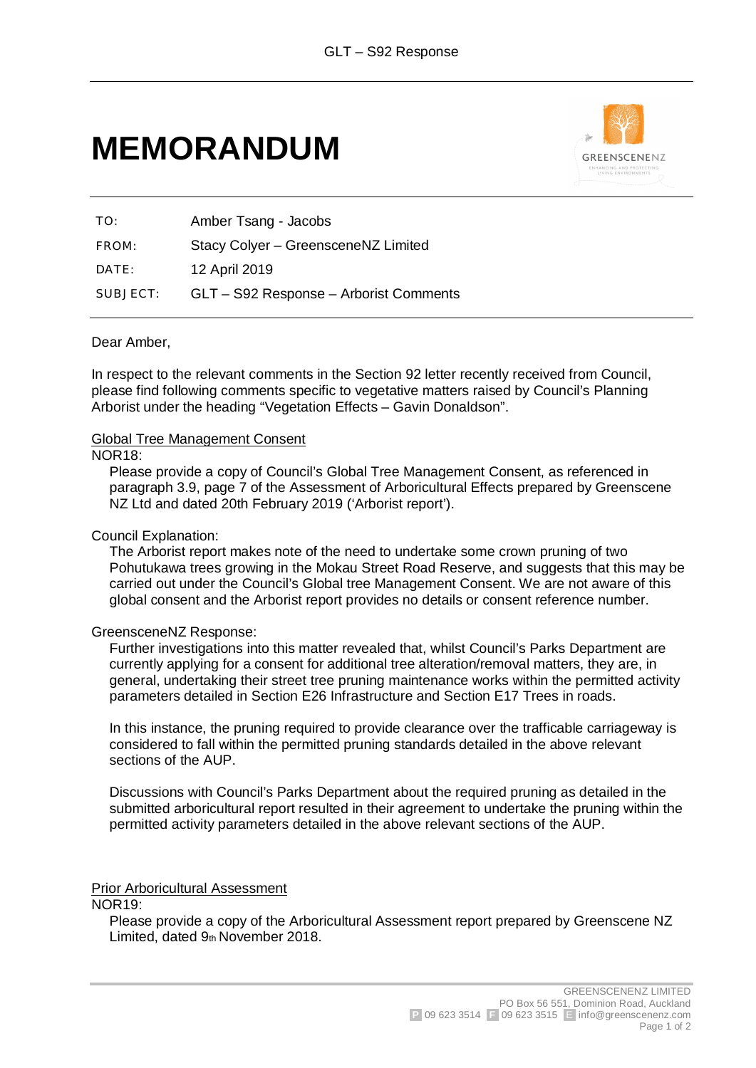# MEMORANDUM

| | |
|---|---|
| TO: | Amber Tsang - Jacobs |
| FROM: | Stacy Colyer – GreensceneNZ Limited |
| DATE: | 12 April 2019 |
| SUBJECT: | GLT – S92 Response – Arborist Comments |

Dear Amber,

In respect to the relevant comments in the Section 92 letter recently received from Council, please find following comments specific to vegetative matters raised by Council's Planning Arborist under the heading "Vegetation Effects – Gavin Donaldson".

<u>Global Tree Management Consent</u>

NOR18:

Please provide a copy of Council's Global Tree Management Consent, as referenced in paragraph 3.9, page 7 of the Assessment of Arboricultural Effects prepared by Greenscene NZ Ltd and dated 20th February 2019 ('Arborist report').

Council Explanation:

The Arborist report makes note of the need to undertake some crown pruning of two Pohutukawa trees growing in the Mokau Street Road Reserve, and suggests that this may be carried out under the Council's Global tree Management Consent. We are not aware of this global consent and the Arborist report provides no details or consent reference number.

GreensceneNZ Response:

Further investigations into this matter revealed that, whilst Council's Parks Department are currently applying for a consent for additional tree alteration/removal matters, they are, in general, undertaking their street tree pruning maintenance works within the permitted activity parameters detailed in Section E26 Infrastructure and Section E17 Trees in roads.

In this instance, the pruning required to provide clearance over the trafficable carriageway is considered to fall within the permitted pruning standards detailed in the above relevant sections of the AUP.

Discussions with Council's Parks Department about the required pruning as detailed in the submitted arboricultural report resulted in their agreement to undertake the pruning within the permitted activity parameters detailed in the above relevant sections of the AUP.

<u>Prior Arboricultural Assessment</u>

NOR19:

Please provide a copy of the Arboricultural Assessment report prepared by Greenscene NZ Limited, dated 9th November 2018.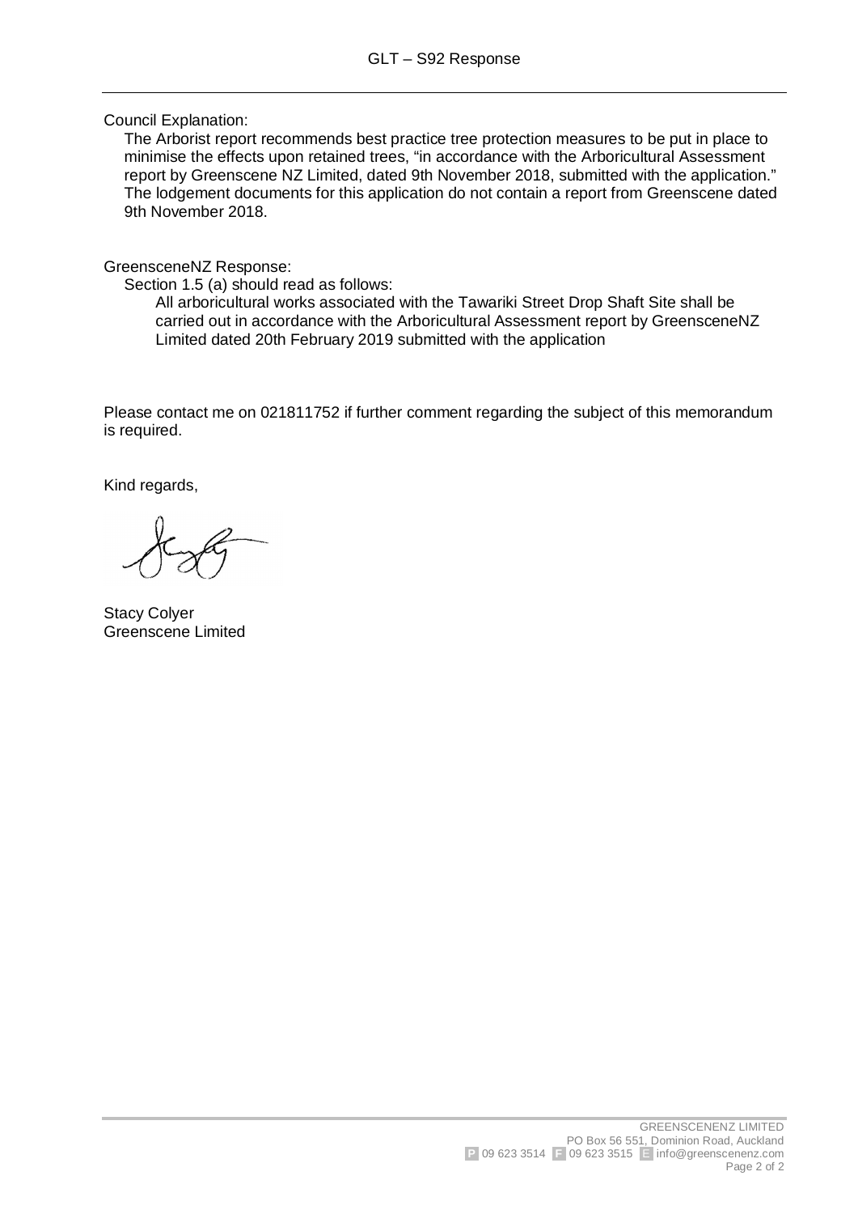Council Explanation:

The Arborist report recommends best practice tree protection measures to be put in place to minimise the effects upon retained trees, "in accordance with the Arboricultural Assessment report by Greenscene NZ Limited, dated 9th November 2018, submitted with the application." The lodgement documents for this application do not contain a report from Greenscene dated 9th November 2018.

GreensceneNZ Response:

Section 1.5 (a) should read as follows:

All arboricultural works associated with the Tawariki Street Drop Shaft Site shall be carried out in accordance with the Arboricultural Assessment report by GreensceneNZ Limited dated 20th February 2019 submitted with the application

Please contact me on 021811752 if further comment regarding the subject of this memorandum is required.

Kind regards,

Stacy Colyer
Greenscene Limited